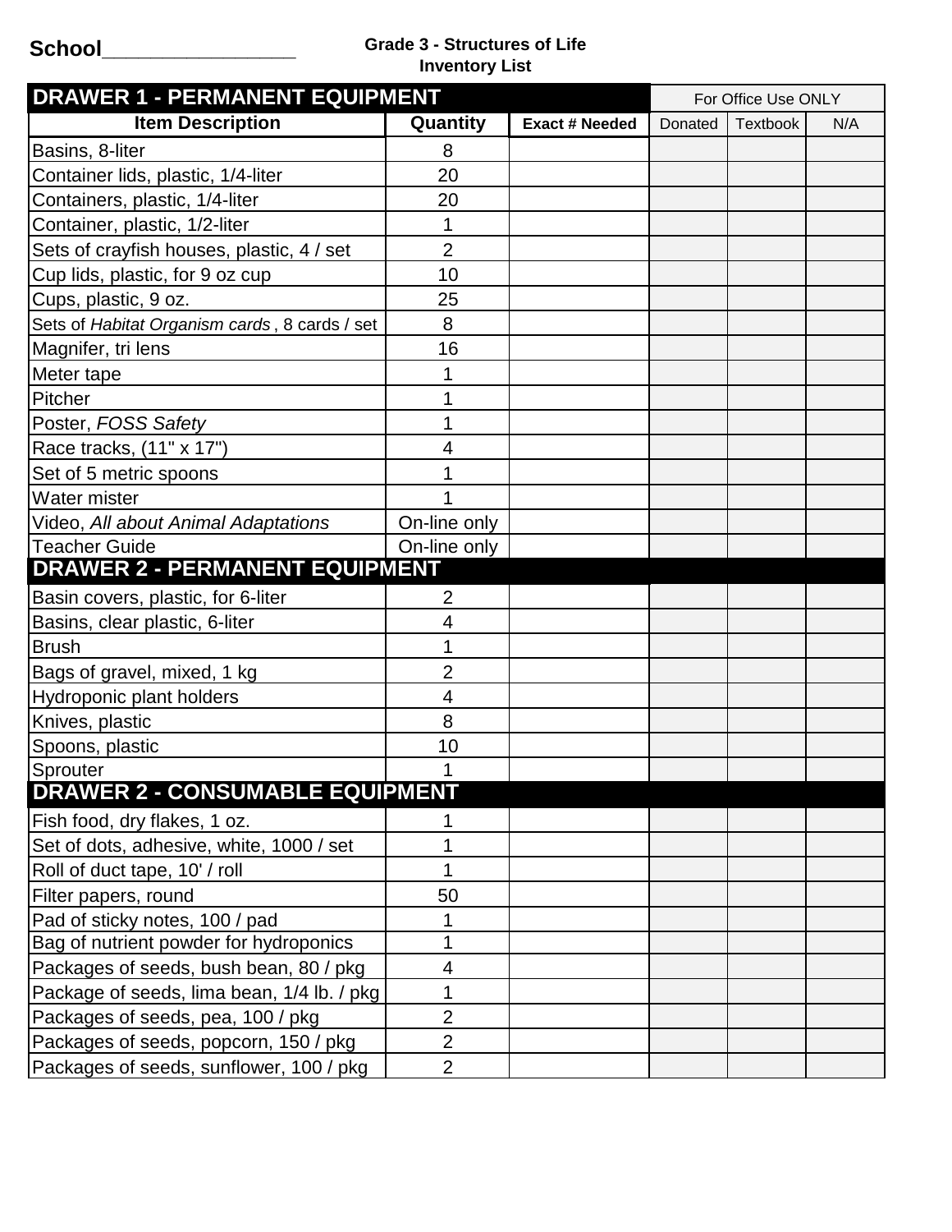**School________________**

**Grade 3 - Structures of Life**
**Inventory List**

| **DRAWER 1 - PERMANENT EQUIPMENT** | | | For Office Use ONLY | | |
|---|---|---|---|---|---|
| **Item Description** | **Quantity** | **Exact # Needed** | Donated | Textbook | N/A |
| Basins, 8-liter | 8 | | | | |
| Container lids, plastic, 1/4-liter | 20 | | | | |
| Containers, plastic, 1/4-liter | 20 | | | | |
| Container, plastic, 1/2-liter | 1 | | | | |
| Sets of crayfish houses, plastic, 4 / set | 2 | | | | |
| Cup lids, plastic, for 9 oz cup | 10 | | | | |
| Cups, plastic, 9 oz. | 25 | | | | |
| Sets of *Habitat Organism cards* , 8 cards / set | 8 | | | | |
| Magnifer, tri lens | 16 | | | | |
| Meter tape | 1 | | | | |
| Pitcher | 1 | | | | |
| Poster, *FOSS Safety* | 1 | | | | |
| Race tracks, (11" x 17") | 4 | | | | |
| Set of 5 metric spoons | 1 | | | | |
| Water mister | 1 | | | | |
| Video, *All about Animal Adaptations* | On-line only | | | | |
| Teacher Guide | On-line only | | | | |
| **DRAWER 2 - PERMANENT EQUIPMENT** | | | | | |
| Basin covers, plastic, for 6-liter | 2 | | | | |
| Basins, clear plastic, 6-liter | 4 | | | | |
| Brush | 1 | | | | |
| Bags of gravel, mixed, 1 kg | 2 | | | | |
| Hydroponic plant holders | 4 | | | | |
| Knives, plastic | 8 | | | | |
| Spoons, plastic | 10 | | | | |
| Sprouter | 1 | | | | |
| **DRAWER 2 - CONSUMABLE EQUIPMENT** | | | | | |
| Fish food, dry flakes, 1 oz. | 1 | | | | |
| Set of dots, adhesive, white, 1000 / set | 1 | | | | |
| Roll of duct tape, 10' / roll | 1 | | | | |
| Filter papers, round | 50 | | | | |
| Pad of sticky notes, 100 / pad | 1 | | | | |
| Bag of nutrient powder for hydroponics | 1 | | | | |
| Packages of seeds, bush bean, 80 / pkg | 4 | | | | |
| Package of seeds, lima bean, 1/4 lb. / pkg | 1 | | | | |
| Packages of seeds, pea, 100 / pkg | 2 | | | | |
| Packages of seeds, popcorn, 150 / pkg | 2 | | | | |
| Packages of seeds, sunflower, 100 / pkg | 2 | | | | |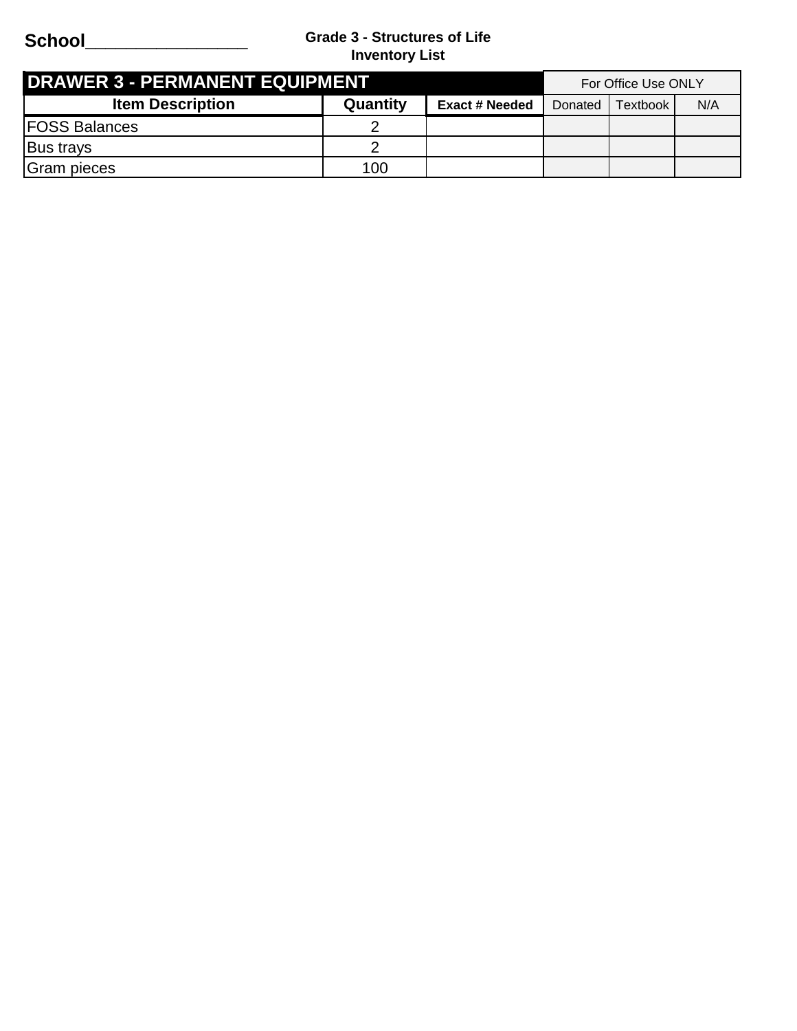School_________________

**Grade 3 - Structures of Life**
**Inventory List**

| DRAWER 3 - PERMANENT EQUIPMENT | | | For Office Use ONLY | | |
|---|---|---|---|---|---|
| **Item Description** | **Quantity** | **Exact # Needed** | Donated | Textbook | N/A |
| FOSS Balances | 2 | | | | |
| Bus trays | 2 | | | | |
| Gram pieces | 100 | | | | |